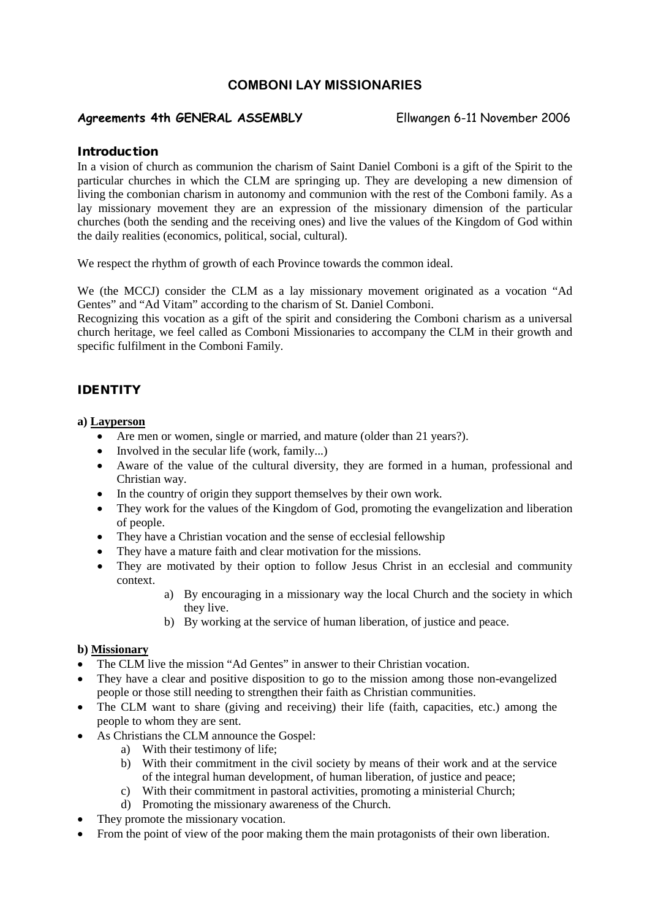# COMBONI LAY MISSIONARIES

**Agreements 4th GENERAL ASSEMBLY** Ellwangen 6-11 November 2006

## Introduction

In a vision of church as communion the charism of Saint Daniel Comboni is a gift of the Spirit to the particular churches in which the CLM are springing up. They are developing a new dimension of living the combonian charism in autonomy and communion with the rest of the Comboni family. As a lay missionary movement they are an expression of the missionary dimension of the particular churches (both the sending and the receiving ones) and live the values of the Kingdom of God within the daily realities (economics, political, social, cultural).

We respect the rhythm of growth of each Province towards the common ideal.

We (the MCCJ) consider the CLM as a lay missionary movement originated as a vocation "Ad Gentes" and "Ad Vitam" according to the charism of St. Daniel Comboni.
Recognizing this vocation as a gift of the spirit and considering the Comboni charism as a universal church heritage, we feel called as Comboni Missionaries to accompany the CLM in their growth and specific fulfilment in the Comboni Family.

## IDENTITY

**a) Layperson**

- Are men or women, single or married, and mature (older than 21 years?).
- Involved in the secular life (work, family...)
- Aware of the value of the cultural diversity, they are formed in a human, professional and Christian way.
- In the country of origin they support themselves by their own work.
- They work for the values of the Kingdom of God, promoting the evangelization and liberation of people.
- They have a Christian vocation and the sense of ecclesial fellowship
- They have a mature faith and clear motivation for the missions.
- They are motivated by their option to follow Jesus Christ in an ecclesial and community context.
    a) By encouraging in a missionary way the local Church and the society in which they live.
    b) By working at the service of human liberation, of justice and peace.

**b) Missionary**

- The CLM live the mission "Ad Gentes" in answer to their Christian vocation.
- They have a clear and positive disposition to go to the mission among those non-evangelized people or those still needing to strengthen their faith as Christian communities.
- The CLM want to share (giving and receiving) their life (faith, capacities, etc.) among the people to whom they are sent.
- As Christians the CLM announce the Gospel:
    a) With their testimony of life;
    b) With their commitment in the civil society by means of their work and at the service of the integral human development, of human liberation, of justice and peace;
    c) With their commitment in pastoral activities, promoting a ministerial Church;
    d) Promoting the missionary awareness of the Church.
- They promote the missionary vocation.
- From the point of view of the poor making them the main protagonists of their own liberation.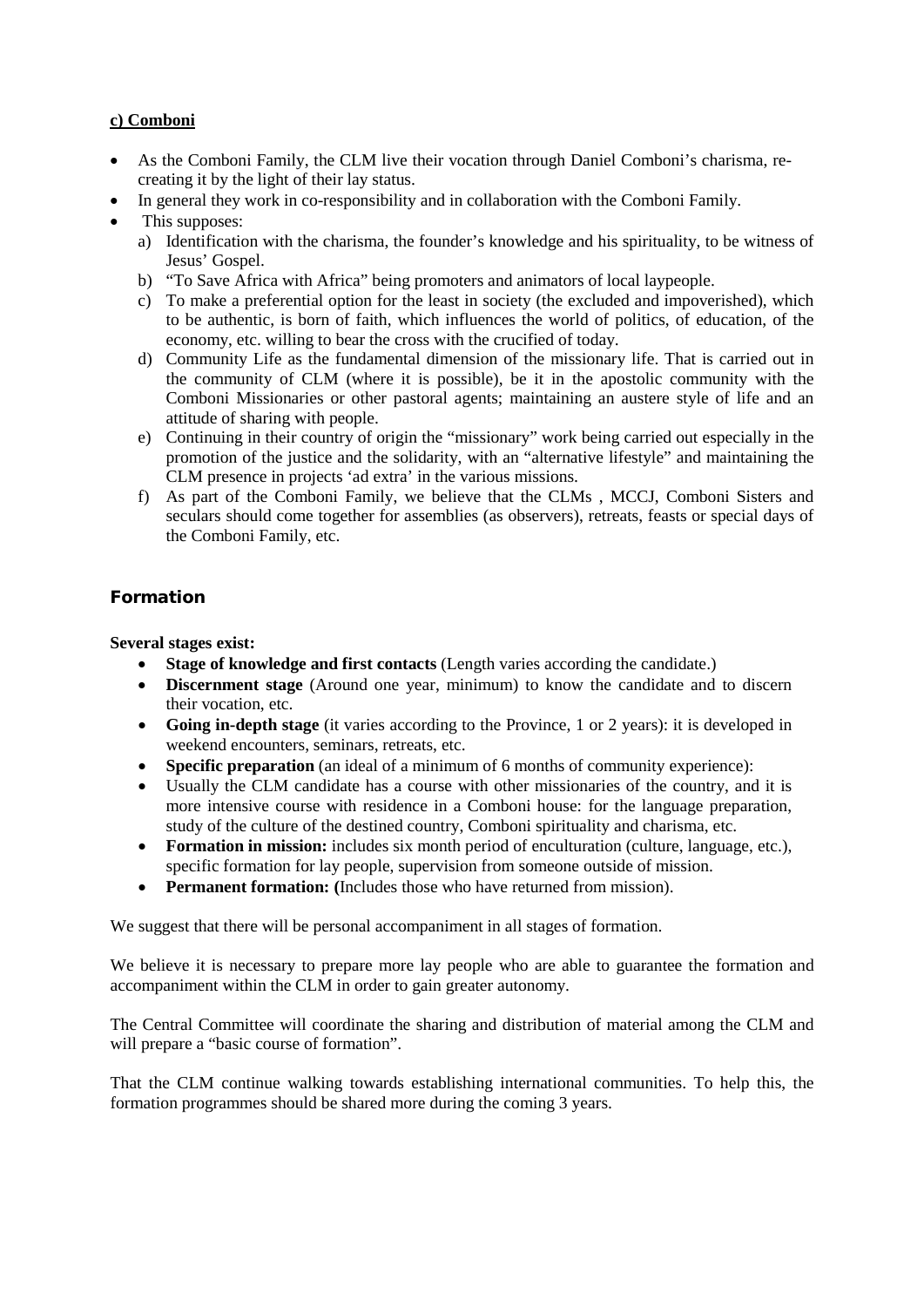**c) Comboni**

- As the Comboni Family, the CLM live their vocation through Daniel Comboni's charisma, re-creating it by the light of their lay status.
- In general they work in co-responsibility and in collaboration with the Comboni Family.
- This supposes:
  a) Identification with the charisma, the founder's knowledge and his spirituality, to be witness of Jesus' Gospel.
  b) "To Save Africa with Africa" being promoters and animators of local laypeople.
  c) To make a preferential option for the least in society (the excluded and impoverished), which to be authentic, is born of faith, which influences the world of politics, of education, of the economy, etc. willing to bear the cross with the crucified of today.
  d) Community Life as the fundamental dimension of the missionary life. That is carried out in the community of CLM (where it is possible), be it in the apostolic community with the Comboni Missionaries or other pastoral agents; maintaining an austere style of life and an attitude of sharing with people.
  e) Continuing in their country of origin the "missionary" work being carried out especially in the promotion of the justice and the solidarity, with an "alternative lifestyle" and maintaining the CLM presence in projects 'ad extra' in the various missions.
  f) As part of the Comboni Family, we believe that the CLMs , MCCJ, Comboni Sisters and seculars should come together for assemblies (as observers), retreats, feasts or special days of the Comboni Family, etc.

## Formation

**Several stages exist:**

- **Stage of knowledge and first contacts** (Length varies according the candidate.)
- **Discernment stage** (Around one year, minimum) to know the candidate and to discern their vocation, etc.
- **Going in-depth stage** (it varies according to the Province, 1 or 2 years): it is developed in weekend encounters, seminars, retreats, etc.
- **Specific preparation** (an ideal of a minimum of 6 months of community experience):
- Usually the CLM candidate has a course with other missionaries of the country, and it is more intensive course with residence in a Comboni house: for the language preparation, study of the culture of the destined country, Comboni spirituality and charisma, etc.
- **Formation in mission:** includes six month period of enculturation (culture, language, etc.), specific formation for lay people, supervision from someone outside of mission.
- **Permanent formation: (**Includes those who have returned from mission).

We suggest that there will be personal accompaniment in all stages of formation.

We believe it is necessary to prepare more lay people who are able to guarantee the formation and accompaniment within the CLM in order to gain greater autonomy.

The Central Committee will coordinate the sharing and distribution of material among the CLM and will prepare a "basic course of formation".

That the CLM continue walking towards establishing international communities. To help this, the formation programmes should be shared more during the coming 3 years.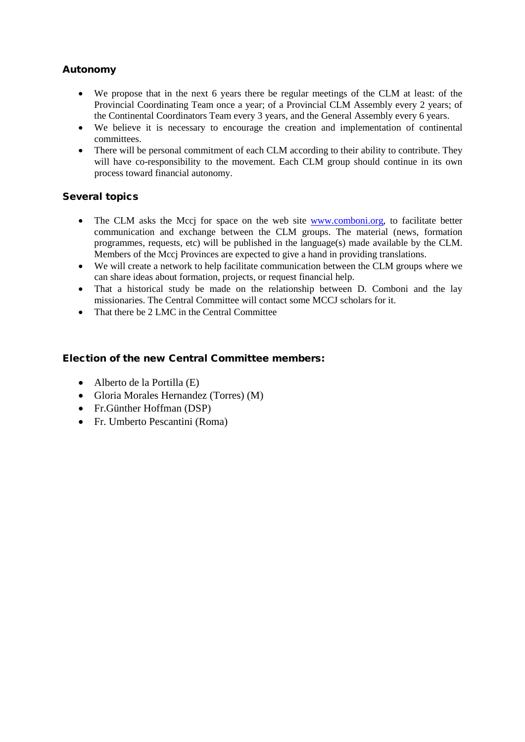### Autonomy

- We propose that in the next 6 years there be regular meetings of the CLM at least: of the Provincial Coordinating Team once a year; of a Provincial CLM Assembly every 2 years; of the Continental Coordinators Team every 3 years, and the General Assembly every 6 years.
- We believe it is necessary to encourage the creation and implementation of continental committees.
- There will be personal commitment of each CLM according to their ability to contribute. They will have co-responsibility to the movement. Each CLM group should continue in its own process toward financial autonomy.

### Several topics

- The CLM asks the Mccj for space on the web site www.comboni.org, to facilitate better communication and exchange between the CLM groups. The material (news, formation programmes, requests, etc) will be published in the language(s) made available by the CLM. Members of the Mccj Provinces are expected to give a hand in providing translations.
- We will create a network to help facilitate communication between the CLM groups where we can share ideas about formation, projects, or request financial help.
- That a historical study be made on the relationship between D. Comboni and the lay missionaries. The Central Committee will contact some MCCJ scholars for it.
- That there be 2 LMC in the Central Committee

### Election of the new Central Committee members:

- Alberto de la Portilla (E)
- Gloria Morales Hernandez (Torres) (M)
- Fr.Günther Hoffman (DSP)
- Fr. Umberto Pescantini (Roma)